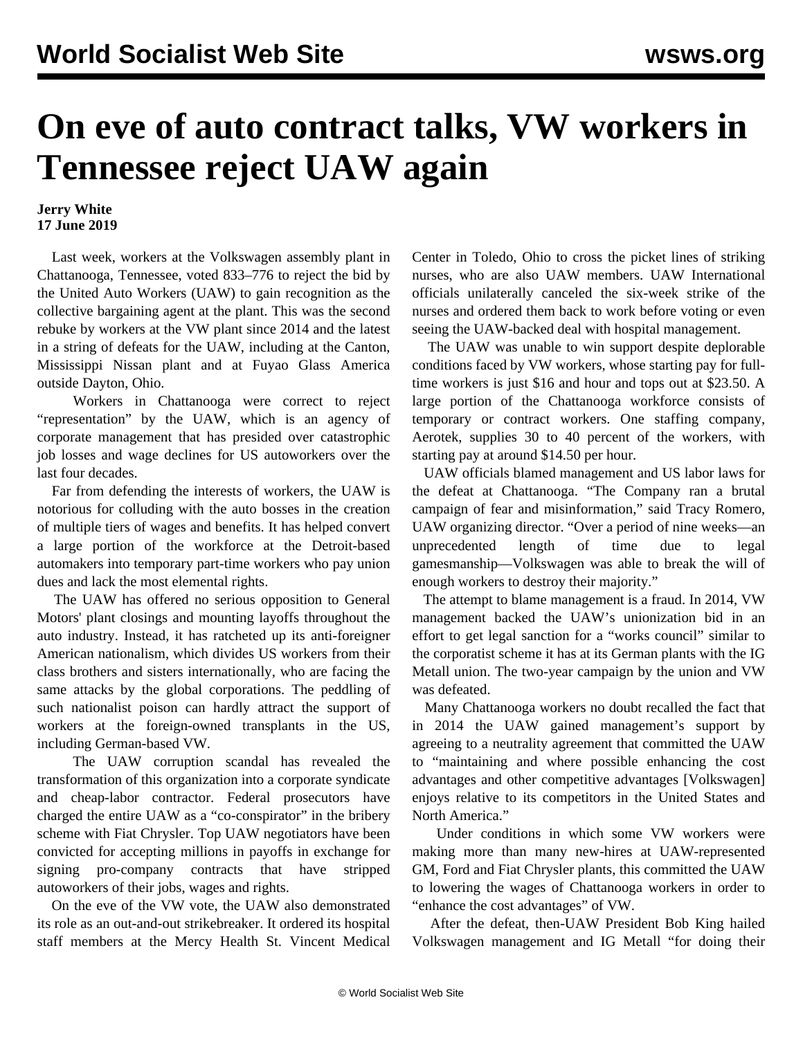# On eve of auto contract talks, VW workers in Tennessee reject UAW again

**Jerry White**
**17 June 2019**

Last week, workers at the Volkswagen assembly plant in Chattanooga, Tennessee, voted 833–776 to reject the bid by the United Auto Workers (UAW) to gain recognition as the collective bargaining agent at the plant. This was the second rebuke by workers at the VW plant since 2014 and the latest in a string of defeats for the UAW, including at the Canton, Mississippi Nissan plant and at Fuyao Glass America outside Dayton, Ohio.

Workers in Chattanooga were correct to reject "representation" by the UAW, which is an agency of corporate management that has presided over catastrophic job losses and wage declines for US autoworkers over the last four decades.

Far from defending the interests of workers, the UAW is notorious for colluding with the auto bosses in the creation of multiple tiers of wages and benefits. It has helped convert a large portion of the workforce at the Detroit-based automakers into temporary part-time workers who pay union dues and lack the most elemental rights.

The UAW has offered no serious opposition to General Motors' plant closings and mounting layoffs throughout the auto industry. Instead, it has ratcheted up its anti-foreigner American nationalism, which divides US workers from their class brothers and sisters internationally, who are facing the same attacks by the global corporations. The peddling of such nationalist poison can hardly attract the support of workers at the foreign-owned transplants in the US, including German-based VW.

The UAW corruption scandal has revealed the transformation of this organization into a corporate syndicate and cheap-labor contractor. Federal prosecutors have charged the entire UAW as a "co-conspirator" in the bribery scheme with Fiat Chrysler. Top UAW negotiators have been convicted for accepting millions in payoffs in exchange for signing pro-company contracts that have stripped autoworkers of their jobs, wages and rights.

On the eve of the VW vote, the UAW also demonstrated its role as an out-and-out strikebreaker. It ordered its hospital staff members at the Mercy Health St. Vincent Medical Center in Toledo, Ohio to cross the picket lines of striking nurses, who are also UAW members. UAW International officials unilaterally canceled the six-week strike of the nurses and ordered them back to work before voting or even seeing the UAW-backed deal with hospital management.

The UAW was unable to win support despite deplorable conditions faced by VW workers, whose starting pay for full-time workers is just $16 and hour and tops out at $23.50. A large portion of the Chattanooga workforce consists of temporary or contract workers. One staffing company, Aerotek, supplies 30 to 40 percent of the workers, with starting pay at around $14.50 per hour.

UAW officials blamed management and US labor laws for the defeat at Chattanooga. "The Company ran a brutal campaign of fear and misinformation," said Tracy Romero, UAW organizing director. "Over a period of nine weeks—an unprecedented length of time due to legal gamesmanship—Volkswagen was able to break the will of enough workers to destroy their majority."

The attempt to blame management is a fraud. In 2014, VW management backed the UAW's unionization bid in an effort to get legal sanction for a "works council" similar to the corporatist scheme it has at its German plants with the IG Metall union. The two-year campaign by the union and VW was defeated.

Many Chattanooga workers no doubt recalled the fact that in 2014 the UAW gained management's support by agreeing to a neutrality agreement that committed the UAW to "maintaining and where possible enhancing the cost advantages and other competitive advantages [Volkswagen] enjoys relative to its competitors in the United States and North America."

Under conditions in which some VW workers were making more than many new-hires at UAW-represented GM, Ford and Fiat Chrysler plants, this committed the UAW to lowering the wages of Chattanooga workers in order to "enhance the cost advantages" of VW.

After the defeat, then-UAW President Bob King hailed Volkswagen management and IG Metall "for doing their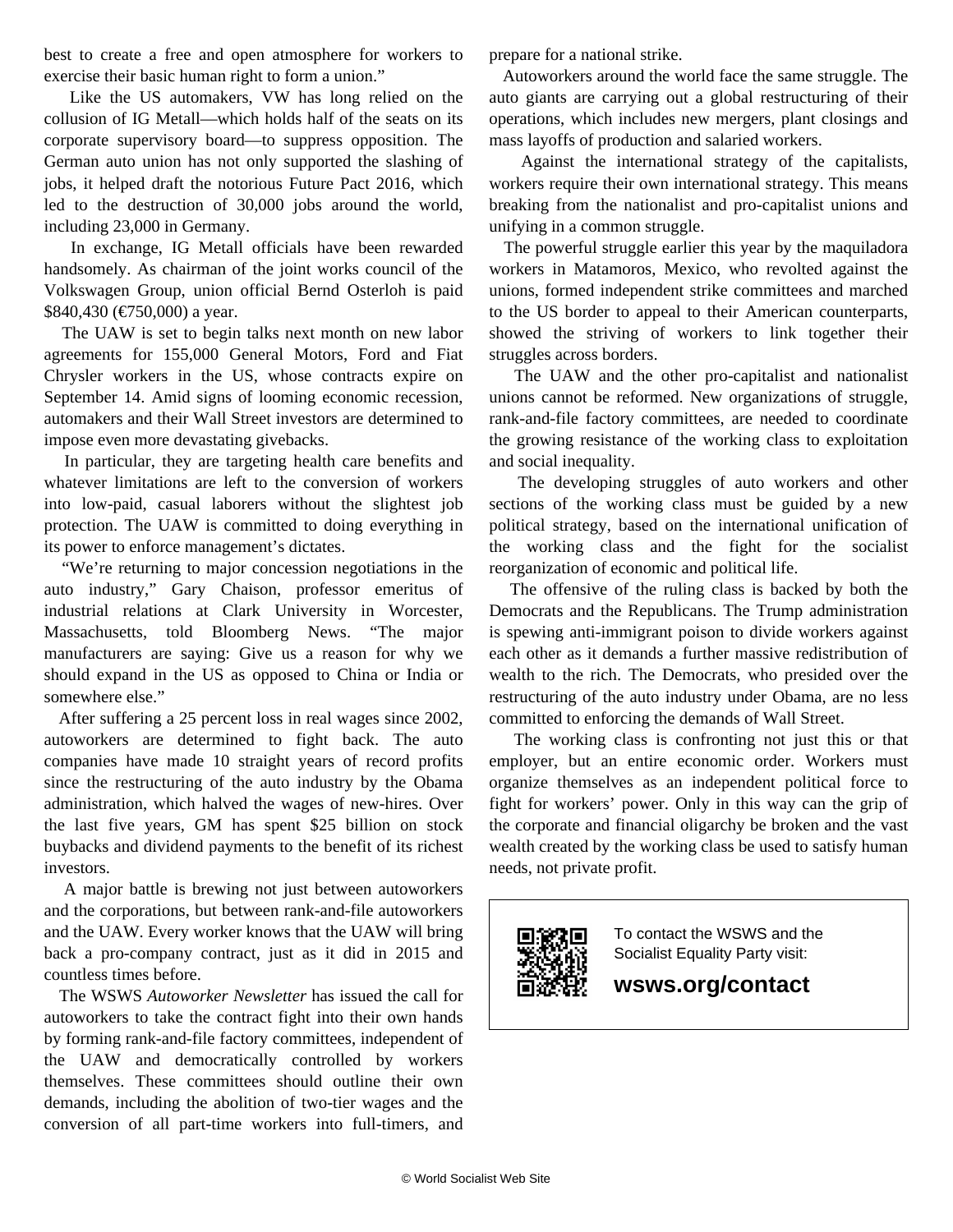best to create a free and open atmosphere for workers to exercise their basic human right to form a union."

Like the US automakers, VW has long relied on the collusion of IG Metall—which holds half of the seats on its corporate supervisory board—to suppress opposition. The German auto union has not only supported the slashing of jobs, it helped draft the notorious Future Pact 2016, which led to the destruction of 30,000 jobs around the world, including 23,000 in Germany.

In exchange, IG Metall officials have been rewarded handsomely. As chairman of the joint works council of the Volkswagen Group, union official Bernd Osterloh is paid $840,430 (€750,000) a year.

The UAW is set to begin talks next month on new labor agreements for 155,000 General Motors, Ford and Fiat Chrysler workers in the US, whose contracts expire on September 14. Amid signs of looming economic recession, automakers and their Wall Street investors are determined to impose even more devastating givebacks.

In particular, they are targeting health care benefits and whatever limitations are left to the conversion of workers into low-paid, casual laborers without the slightest job protection. The UAW is committed to doing everything in its power to enforce management's dictates.

"We're returning to major concession negotiations in the auto industry," Gary Chaison, professor emeritus of industrial relations at Clark University in Worcester, Massachusetts, told Bloomberg News. "The major manufacturers are saying: Give us a reason for why we should expand in the US as opposed to China or India or somewhere else."

After suffering a 25 percent loss in real wages since 2002, autoworkers are determined to fight back. The auto companies have made 10 straight years of record profits since the restructuring of the auto industry by the Obama administration, which halved the wages of new-hires. Over the last five years, GM has spent $25 billion on stock buybacks and dividend payments to the benefit of its richest investors.

A major battle is brewing not just between autoworkers and the corporations, but between rank-and-file autoworkers and the UAW. Every worker knows that the UAW will bring back a pro-company contract, just as it did in 2015 and countless times before.

The WSWS *Autoworker Newsletter* has issued the call for autoworkers to take the contract fight into their own hands by forming rank-and-file factory committees, independent of the UAW and democratically controlled by workers themselves. These committees should outline their own demands, including the abolition of two-tier wages and the conversion of all part-time workers into full-timers, and prepare for a national strike.

Autoworkers around the world face the same struggle. The auto giants are carrying out a global restructuring of their operations, which includes new mergers, plant closings and mass layoffs of production and salaried workers.

Against the international strategy of the capitalists, workers require their own international strategy. This means breaking from the nationalist and pro-capitalist unions and unifying in a common struggle.

The powerful struggle earlier this year by the maquiladora workers in Matamoros, Mexico, who revolted against the unions, formed independent strike committees and marched to the US border to appeal to their American counterparts, showed the striving of workers to link together their struggles across borders.

The UAW and the other pro-capitalist and nationalist unions cannot be reformed. New organizations of struggle, rank-and-file factory committees, are needed to coordinate the growing resistance of the working class to exploitation and social inequality.

The developing struggles of auto workers and other sections of the working class must be guided by a new political strategy, based on the international unification of the working class and the fight for the socialist reorganization of economic and political life.

The offensive of the ruling class is backed by both the Democrats and the Republicans. The Trump administration is spewing anti-immigrant poison to divide workers against each other as it demands a further massive redistribution of wealth to the rich. The Democrats, who presided over the restructuring of the auto industry under Obama, are no less committed to enforcing the demands of Wall Street.

The working class is confronting not just this or that employer, but an entire economic order. Workers must organize themselves as an independent political force to fight for workers' power. Only in this way can the grip of the corporate and financial oligarchy be broken and the vast wealth created by the working class be used to satisfy human needs, not private profit.

To contact the WSWS and the Socialist Equality Party visit:

**wsws.org/contact**